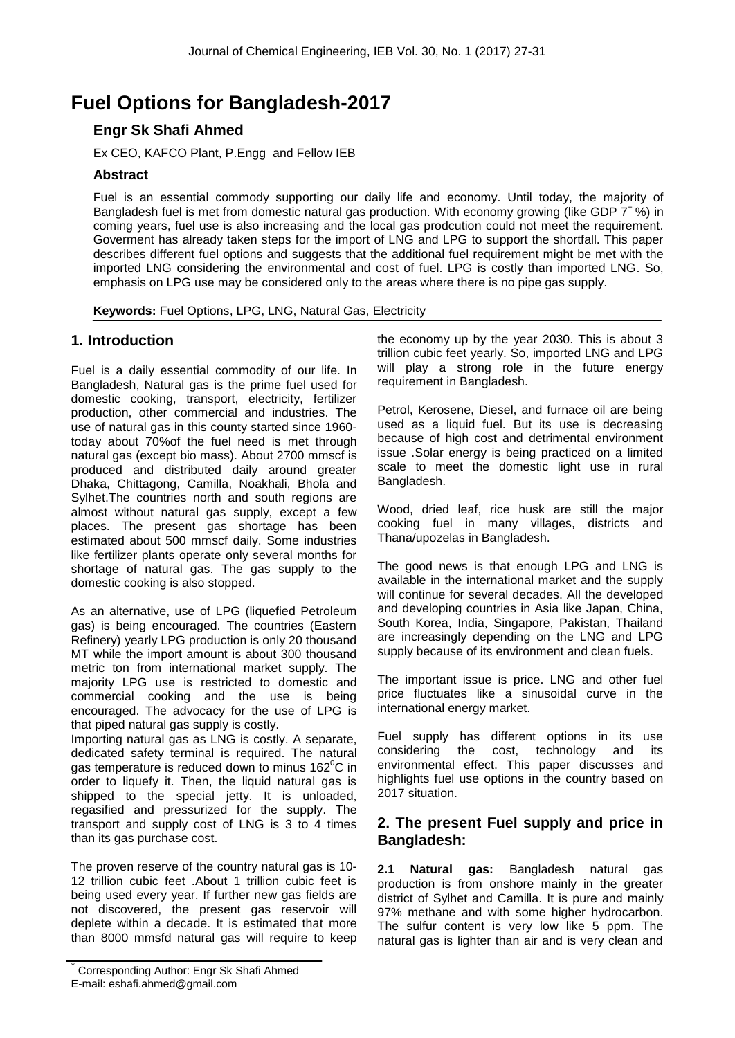# Fuel Options for Bangladesh-2017

## Engr Sk Shafi Ahmed

Ex CEO, KAFCO Plant, P.Engg and Fellow IEB

### Abstract

Fuel is an essential commody supporting our daily life and economy. Until today, the majority of Bangladesh fuel is met from domestic natural gas production. With economy growing (like GDP $7^+$ %) in coming years, fuel use is also increasing and the local gas prodcution could not meet the requirement. Goverment has already taken steps for the import of LNG and LPG to support the shortfall. This paper describes different fuel options and suggests that the additional fuel requirement might be met with the imported LNG considering the environmental and cost of fuel. LPG is costly than imported LNG. So, emphasis on LPG use may be considered only to the areas where there is no pipe gas supply.

**Keywords:** Fuel Options, LPG, LNG, Natural Gas, Electricity

## 1. Introduction

Fuel is a daily essential commodity of our life. In Bangladesh, Natural gas is the prime fuel used for domestic cooking, transport, electricity, fertilizer production, other commercial and industries. The use of natural gas in this county started since 1960-today about 70%of the fuel need is met through natural gas (except bio mass). About 2700 mmscf is produced and distributed daily around greater Dhaka, Chittagong, Camilla, Noakhali, Bhola and Sylhet.The countries north and south regions are almost without natural gas supply, except a few places. The present gas shortage has been estimated about 500 mmscf daily. Some industries like fertilizer plants operate only several months for shortage of natural gas. The gas supply to the domestic cooking is also stopped.

As an alternative, use of LPG (liquefied Petroleum gas) is being encouraged. The countries (Eastern Refinery) yearly LPG production is only 20 thousand MT while the import amount is about 300 thousand metric ton from international market supply. The majority LPG use is restricted to domestic and commercial cooking and the use is being encouraged. The advocacy for the use of LPG is that piped natural gas supply is costly.

Importing natural gas as LNG is costly. A separate, dedicated safety terminal is required. The natural gas temperature is reduced down to minus $162^0$C in order to liquefy it. Then, the liquid natural gas is shipped to the special jetty. It is unloaded, regasified and pressurized for the supply. The transport and supply cost of LNG is 3 to 4 times than its gas purchase cost.

The proven reserve of the country natural gas is 10-12 trillion cubic feet .About 1 trillion cubic feet is being used every year. If further new gas fields are not discovered, the present gas reservoir will deplete within a decade. It is estimated that more than 8000 mmsfd natural gas will require to keep the economy up by the year 2030. This is about 3 trillion cubic feet yearly. So, imported LNG and LPG will play a strong role in the future energy requirement in Bangladesh.

Petrol, Kerosene, Diesel, and furnace oil are being used as a liquid fuel. But its use is decreasing because of high cost and detrimental environment issue .Solar energy is being practiced on a limited scale to meet the domestic light use in rural Bangladesh.

Wood, dried leaf, rice husk are still the major cooking fuel in many villages, districts and Thana/upozelas in Bangladesh.

The good news is that enough LPG and LNG is available in the international market and the supply will continue for several decades. All the developed and developing countries in Asia like Japan, China, South Korea, India, Singapore, Pakistan, Thailand are increasingly depending on the LNG and LPG supply because of its environment and clean fuels.

The important issue is price. LNG and other fuel price fluctuates like a sinusoidal curve in the international energy market.

Fuel supply has different options in its use considering the cost, technology and its environmental effect. This paper discusses and highlights fuel use options in the country based on 2017 situation.

## 2. The present Fuel supply and price in Bangladesh:

**2.1 Natural gas:** Bangladesh natural gas production is from onshore mainly in the greater district of Sylhet and Camilla. It is pure and mainly 97% methane and with some higher hydrocarbon. The sulfur content is very low like 5 ppm. The natural gas is lighter than air and is very clean and

* Corresponding Author: Engr Sk Shafi Ahmed
E-mail: eshafi.ahmed@gmail.com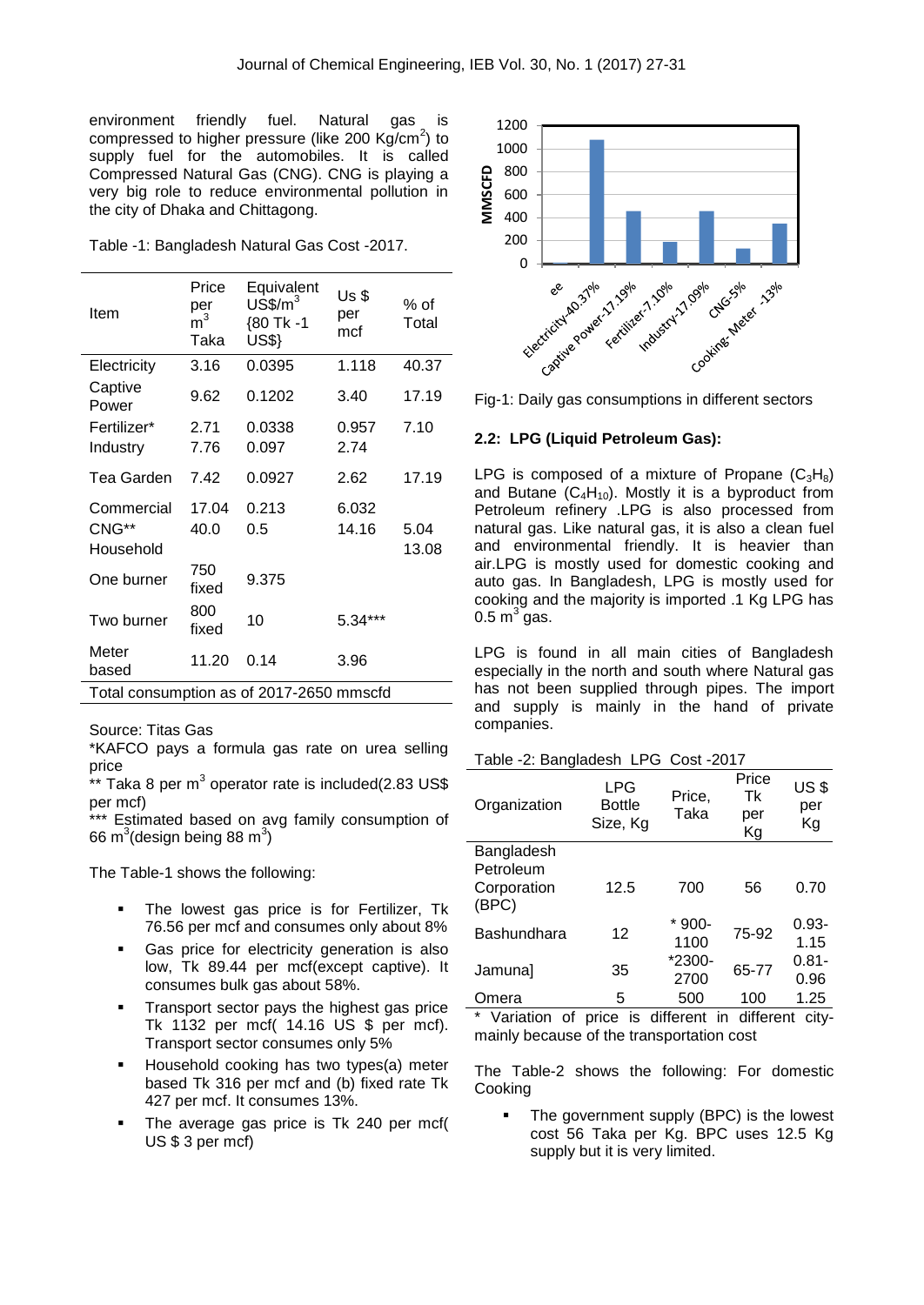environment friendly fuel. Natural gas is compressed to higher pressure (like 200 Kg/cm$^2$) to supply fuel for the automobiles. It is called Compressed Natural Gas (CNG). CNG is playing a very big role to reduce environmental pollution in the city of Dhaka and Chittagong.

Table -1: Bangladesh Natural Gas Cost -2017.

| Item | Price per m$^3$ Taka | Equivalent US$/m$^3$ {80 Tk -1 US$} | Us $ per mcf | % of Total |
|---|---|---|---|---|
| Electricity | 3.16 | 0.0395 | 1.118 | 40.37 |
| Captive Power | 9.62 | 0.1202 | 3.40 | 17.19 |
| Fertilizer* | 2.71 | 0.0338 | 0.957 | 7.10 |
| Industry | 7.76 | 0.097 | 2.74 | |
| Tea Garden | 7.42 | 0.0927 | 2.62 | 17.19 |
| Commercial | 17.04 | 0.213 | 6.032 | |
| CNG** | 40.0 | 0.5 | 14.16 | 5.04 |
| Household | | | | 13.08 |
| One burner | 750 fixed | 9.375 | | |
| Two burner | 800 fixed | 10 | 5.34*** | |
| Meter based | 11.20 | 0.14 | 3.96 | |
| Total consumption as of 2017-2650 mmscfd | | | | |

Source: Titas Gas

*KAFCO pays a formula gas rate on urea selling price

** Taka 8 per m$^3$ operator rate is included(2.83 US$ per mcf)

*** Estimated based on avg family consumption of 66 m$^3$(design being 88 m$^3$)

The Table-1 shows the following:

- The lowest gas price is for Fertilizer, Tk 76.56 per mcf and consumes only about 8%
- Gas price for electricity generation is also low, Tk 89.44 per mcf(except captive). It consumes bulk gas about 58%.
- Transport sector pays the highest gas price Tk 1132 per mcf( 14.16 US $ per mcf). Transport sector consumes only 5%
- Household cooking has two types(a) meter based Tk 316 per mcf and (b) fixed rate Tk 427 per mcf. It consumes 13%.
- The average gas price is Tk 240 per mcf( US $ 3 per mcf)

Fig-1: Daily gas consumptions in different sectors

### 2.2: LPG (Liquid Petroleum Gas):

LPG is composed of a mixture of Propane ($C_3H_8$) and Butane ($C_4H_{10}$). Mostly it is a byproduct from Petroleum refinery .LPG is also processed from natural gas. Like natural gas, it is also a clean fuel and environmental friendly. It is heavier than air.LPG is mostly used for domestic cooking and auto gas. In Bangladesh, LPG is mostly used for cooking and the majority is imported .1 Kg LPG has 0.5 m$^3$ gas.

LPG is found in all main cities of Bangladesh especially in the north and south where Natural gas has not been supplied through pipes. The import and supply is mainly in the hand of private companies.

Table -2: Bangladesh LPG Cost -2017

| Organization | LPG Bottle Size, Kg | Price, Taka | Price Tk per Kg | US $ per Kg |
|---|---|---|---|---|
| Bangladesh Petroleum Corporation (BPC) | 12.5 | 700 | 56 | 0.70 |
| Bashundhara | 12 | * 900-1100 | 75-92 | 0.93-1.15 |
| Jamuna] | 35 | *2300-2700 | 65-77 | 0.81-0.96 |
| Omera | 5 | 500 | 100 | 1.25 |

* Variation of price is different in different city-mainly because of the transportation cost

The Table-2 shows the following: For domestic Cooking

- The government supply (BPC) is the lowest cost 56 Taka per Kg. BPC uses 12.5 Kg supply but it is very limited.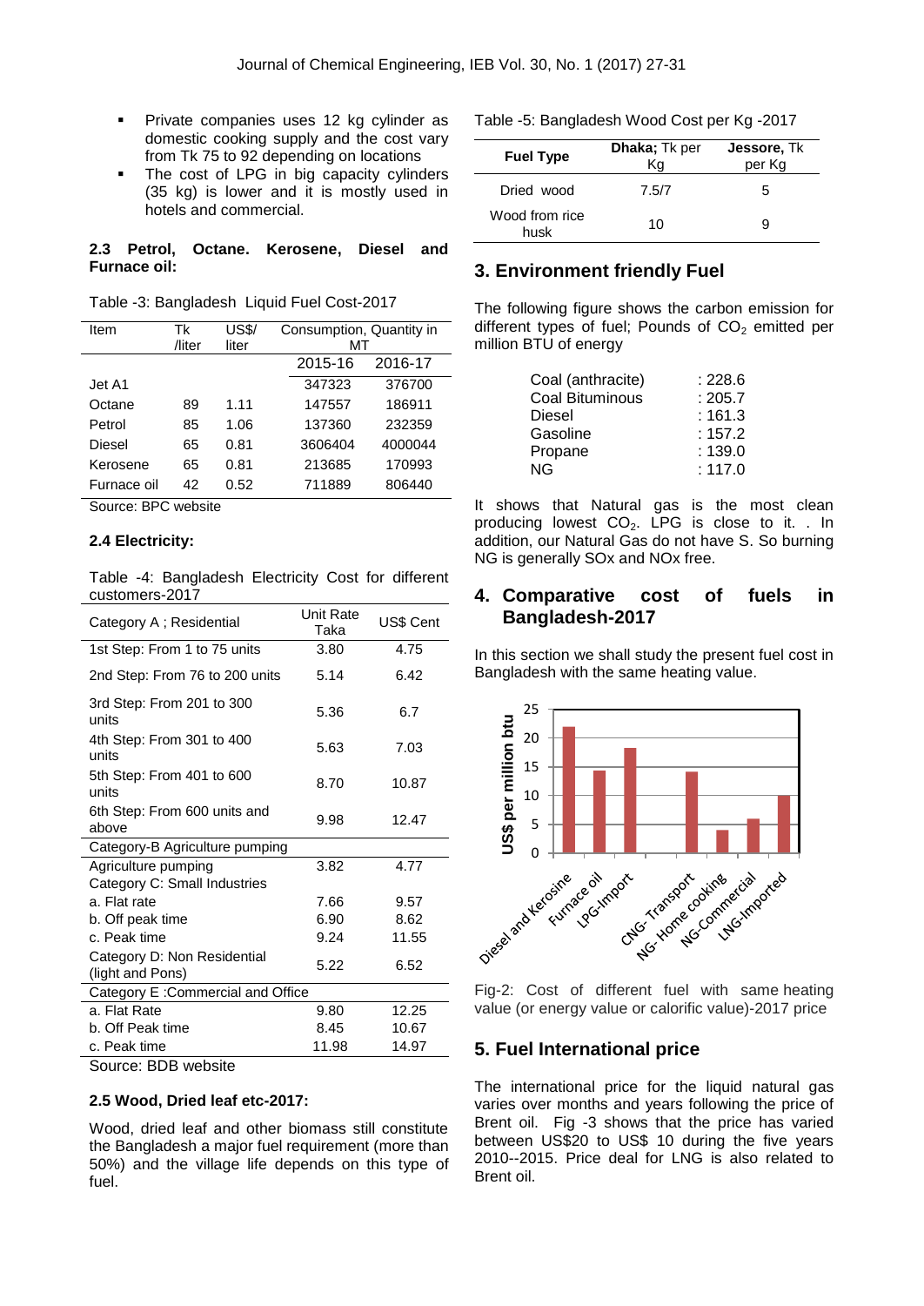- Private companies uses 12 kg cylinder as domestic cooking supply and the cost vary from Tk 75 to 92 depending on locations
- The cost of LPG in big capacity cylinders (35 kg) is lower and it is mostly used in hotels and commercial.

### 2.3 Petrol, Octane. Kerosene, Diesel and Furnace oil:

Table -3: Bangladesh Liquid Fuel Cost-2017

| Item | Tk /liter | US$/ liter | Consumption, Quantity in MT | |
|---|---|---|---|---|
| | | | 2015-16 | 2016-17 |
| Jet A1 | | | 347323 | 376700 |
| Octane | 89 | 1.11 | 147557 | 186911 |
| Petrol | 85 | 1.06 | 137360 | 232359 |
| Diesel | 65 | 0.81 | 3606404 | 4000044 |
| Kerosene | 65 | 0.81 | 213685 | 170993 |
| Furnace oil | 42 | 0.52 | 711889 | 806440 |

Source: BPC website

### 2.4 Electricity:

Table -4: Bangladesh Electricity Cost for different customers-2017

| Category A ; Residential | Unit Rate Taka | US$ Cent |
|---|---|---|
| 1st Step: From 1 to 75 units | 3.80 | 4.75 |
| 2nd Step: From 76 to 200 units | 5.14 | 6.42 |
| 3rd Step: From 201 to 300 units | 5.36 | 6.7 |
| 4th Step: From 301 to 400 units | 5.63 | 7.03 |
| 5th Step: From 401 to 600 units | 8.70 | 10.87 |
| 6th Step: From 600 units and above | 9.98 | 12.47 |
| Category-B Agriculture pumping | | |
| Agriculture pumping | 3.82 | 4.77 |
| Category C: Small Industries | | |
| a. Flat rate | 7.66 | 9.57 |
| b. Off peak time | 6.90 | 8.62 |
| c. Peak time | 9.24 | 11.55 |
| Category D: Non Residential (light and Pons) | 5.22 | 6.52 |
| Category E :Commercial and Office | | |
| a. Flat Rate | 9.80 | 12.25 |
| b. Off Peak time | 8.45 | 10.67 |
| c. Peak time | 11.98 | 14.97 |

Source: BDB website

### 2.5 Wood, Dried leaf etc-2017:

Wood, dried leaf and other biomass still constitute the Bangladesh a major fuel requirement (more than 50%) and the village life depends on this type of fuel.

Table -5: Bangladesh Wood Cost per Kg -2017

| Fuel Type | Dhaka; Tk per Kg | Jessore, Tk per Kg |
|---|---|---|
| Dried wood | 7.5/7 | 5 |
| Wood from rice husk | 10 | 9 |

## 3. Environment friendly Fuel

The following figure shows the carbon emission for different types of fuel; Pounds of $CO_2$ emitted per million BTU of energy

| | |
|---|---|
| Coal (anthracite) | : 228.6 |
| Coal Bituminous | : 205.7 |
| Diesel | : 161.3 |
| Gasoline | : 157.2 |
| Propane | : 139.0 |
| NG | : 117.0 |

It shows that Natural gas is the most clean producing lowest $CO_2$. LPG is close to it. . In addition, our Natural Gas do not have S. So burning NG is generally SOx and NOx free.

## 4. Comparative cost of fuels in Bangladesh-2017

In this section we shall study the present fuel cost in Bangladesh with the same heating value.

Fig-2: Cost of different fuel with same heating value (or energy value or calorific value)-2017 price

## 5. Fuel International price

The international price for the liquid natural gas varies over months and years following the price of Brent oil. Fig -3 shows that the price has varied between US$20 to US$ 10 during the five years 2010--2015. Price deal for LNG is also related to Brent oil.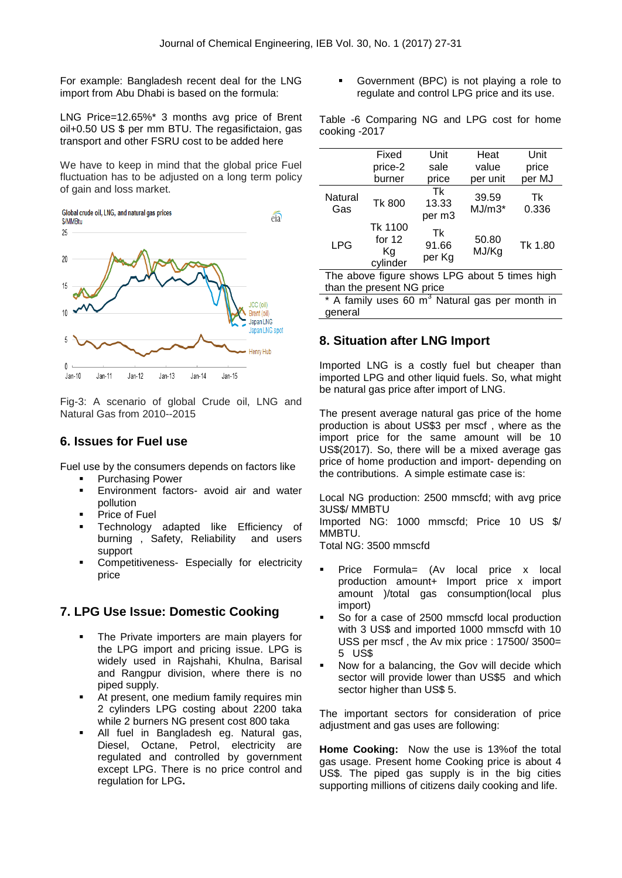For example: Bangladesh recent deal for the LNG import from Abu Dhabi is based on the formula:

LNG Price=12.65%* 3 months avg price of Brent oil+0.50 US $ per mm BTU. The regasifictaion, gas transport and other FSRU cost to be added here

We have to keep in mind that the global price Fuel fluctuation has to be adjusted on a long term policy of gain and loss market.

Fig-3: A scenario of global Crude oil, LNG and Natural Gas from 2010--2015

## 6. Issues for Fuel use

Fuel use by the consumers depends on factors like

- Purchasing Power
- Environment factors- avoid air and water pollution
- Price of Fuel
- Technology adapted like Efficiency of burning , Safety, Reliability and users support
- Competitiveness- Especially for electricity price

## 7. LPG Use Issue: Domestic Cooking

- The Private importers are main players for the LPG import and pricing issue. LPG is widely used in Rajshahi, Khulna, Barisal and Rangpur division, where there is no piped supply.
- At present, one medium family requires min 2 cylinders LPG costing about 2200 taka while 2 burners NG present cost 800 taka
- All fuel in Bangladesh eg. Natural gas, Diesel, Octane, Petrol, electricity are regulated and controlled by government except LPG. There is no price control and regulation for LPG**.**
- Government (BPC) is not playing a role to regulate and control LPG price and its use.

Table -6 Comparing NG and LPG cost for home cooking -2017

| | Fixed price-2 burner | Unit sale price | Heat value per unit | Unit price per MJ |
|---|---|---|---|---|
| Natural Gas | Tk 800 | Tk 13.33 per m3 | 39.59 MJ/m3* | Tk 0.336 |
| LPG | Tk 1100 for 12 Kg cylinder | Tk 91.66 per Kg | 50.80 MJ/Kg | Tk 1.80 |
| The above figure shows LPG about 5 times high than the present NG price | | | | |
| * A family uses 60 $m^3$ Natural gas per month in general | | | | |

## 8. Situation after LNG Import

Imported LNG is a costly fuel but cheaper than imported LPG and other liquid fuels. So, what might be natural gas price after import of LNG.

The present average natural gas price of the home production is about US$3 per mscf , where as the import price for the same amount will be 10 US$(2017). So, there will be a mixed average gas price of home production and import- depending on the contributions. A simple estimate case is:

Local NG production: 2500 mmscfd; with avg price 3US$/ MMBTU
Imported NG: 1000 mmscfd; Price 10 US $/ MMBTU.
Total NG: 3500 mmscfd

- Price Formula= (Av local price x local production amount+ Import price x import amount )/total gas consumption(local plus import)
- So for a case of 2500 mmscfd local production with 3 US$ and imported 1000 mmscfd with 10 USS per mscf , the Av mix price : 17500/ 3500= 5 US$
- Now for a balancing, the Gov will decide which sector will provide lower than US$5 and which sector higher than US$ 5.

The important sectors for consideration of price adjustment and gas uses are following:

**Home Cooking:** Now the use is 13%of the total gas usage. Present home Cooking price is about 4 US$. The piped gas supply is in the big cities supporting millions of citizens daily cooking and life.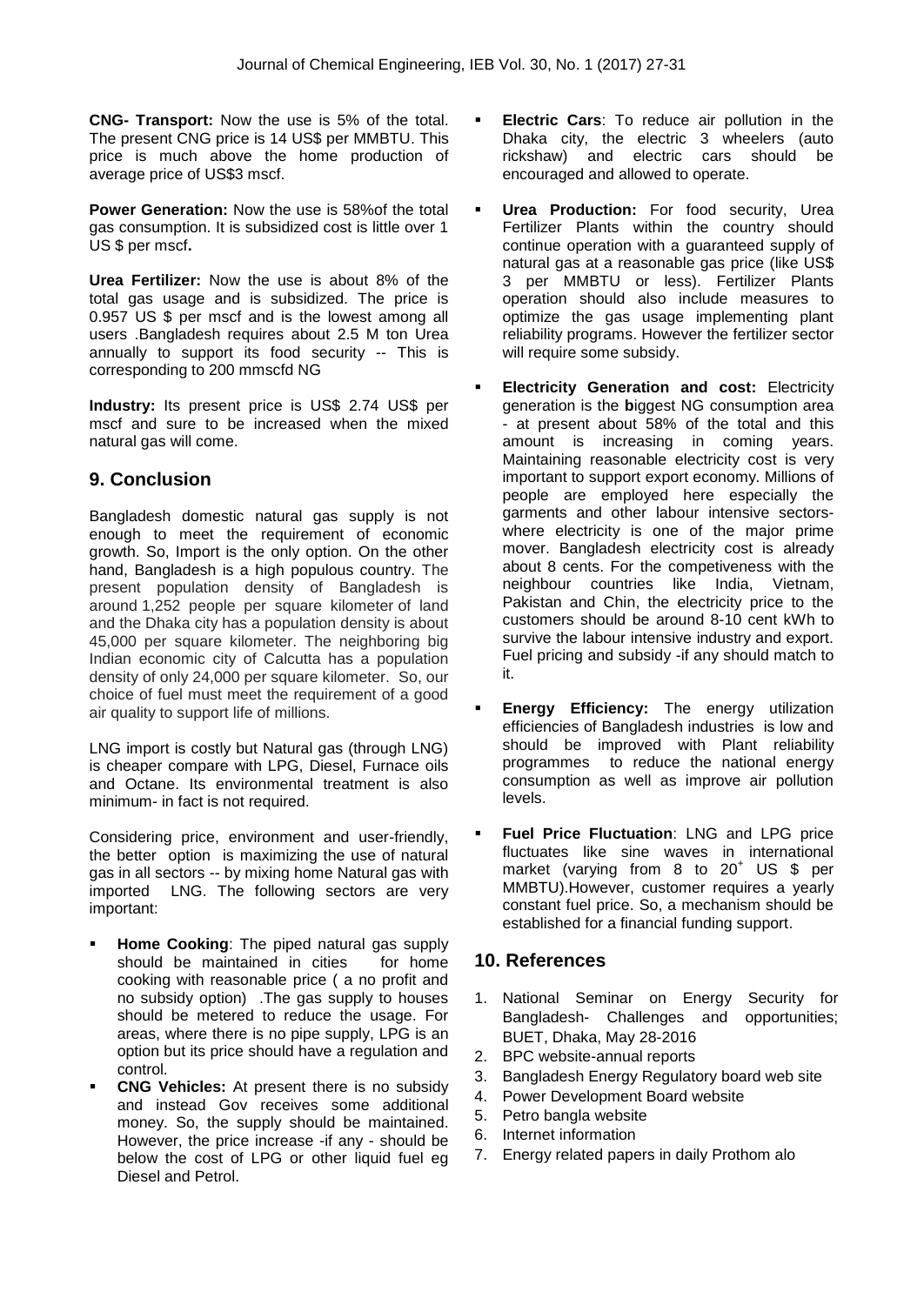**CNG- Transport:** Now the use is 5% of the total. The present CNG price is 14 US$ per MMBTU. This price is much above the home production of average price of US$3 mscf.

**Power Generation:** Now the use is 58%of the total gas consumption. It is subsidized cost is little over 1 US $ per mscf**.**

**Urea Fertilizer:** Now the use is about 8% of the total gas usage and is subsidized. The price is 0.957 US $ per mscf and is the lowest among all users .Bangladesh requires about 2.5 M ton Urea annually to support its food security -- This is corresponding to 200 mmscfd NG

**Industry:** Its present price is US$ 2.74 US$ per mscf and sure to be increased when the mixed natural gas will come.

## 9. Conclusion

Bangladesh domestic natural gas supply is not enough to meet the requirement of economic growth. So, Import is the only option. On the other hand, Bangladesh is a high populous country. The present population density of Bangladesh is around 1,252 people per square kilometer of land and the Dhaka city has a population density is about 45,000 per square kilometer. The neighboring big Indian economic city of Calcutta has a population density of only 24,000 per square kilometer. So, our choice of fuel must meet the requirement of a good air quality to support life of millions.

LNG import is costly but Natural gas (through LNG) is cheaper compare with LPG, Diesel, Furnace oils and Octane. Its environmental treatment is also minimum- in fact is not required.

Considering price, environment and user-friendly, the better option is maximizing the use of natural gas in all sectors -- by mixing home Natural gas with imported LNG. The following sectors are very important:

- **Home Cooking**: The piped natural gas supply should be maintained in cities for home cooking with reasonable price ( a no profit and no subsidy option) .The gas supply to houses should be metered to reduce the usage. For areas, where there is no pipe supply, LPG is an option but its price should have a regulation and control.
- **CNG Vehicles:** At present there is no subsidy and instead Gov receives some additional money. So, the supply should be maintained. However, the price increase -if any - should be below the cost of LPG or other liquid fuel eg Diesel and Petrol.
- **Electric Cars**: To reduce air pollution in the Dhaka city, the electric 3 wheelers (auto rickshaw) and electric cars should be encouraged and allowed to operate.
- **Urea Production:** For food security, Urea Fertilizer Plants within the country should continue operation with a guaranteed supply of natural gas at a reasonable gas price (like US$ 3 per MMBTU or less). Fertilizer Plants operation should also include measures to optimize the gas usage implementing plant reliability programs. However the fertilizer sector will require some subsidy.
- **Electricity Generation and cost:** Electricity generation is the **b**iggest NG consumption area - at present about 58% of the total and this amount is increasing in coming years. Maintaining reasonable electricity cost is very important to support export economy. Millions of people are employed here especially the garments and other labour intensive sectors- where electricity is one of the major prime mover. Bangladesh electricity cost is already about 8 cents. For the competiveness with the neighbour countries like India, Vietnam, Pakistan and Chin, the electricity price to the customers should be around 8-10 cent kWh to survive the labour intensive industry and export. Fuel pricing and subsidy -if any should match to it.
- **Energy Efficiency:** The energy utilization efficiencies of Bangladesh industries is low and should be improved with Plant reliability programmes to reduce the national energy consumption as well as improve air pollution levels.
- **Fuel Price Fluctuation**: LNG and LPG price fluctuates like sine waves in international market (varying from 8 to $20^+$ US $ per MMBTU).However, customer requires a yearly constant fuel price. So, a mechanism should be established for a financial funding support.

## 10. References

1. National Seminar on Energy Security for Bangladesh- Challenges and opportunities; BUET, Dhaka, May 28-2016
2. BPC website-annual reports
3. Bangladesh Energy Regulatory board web site
4. Power Development Board website
5. Petro bangla website
6. Internet information
7. Energy related papers in daily Prothom alo